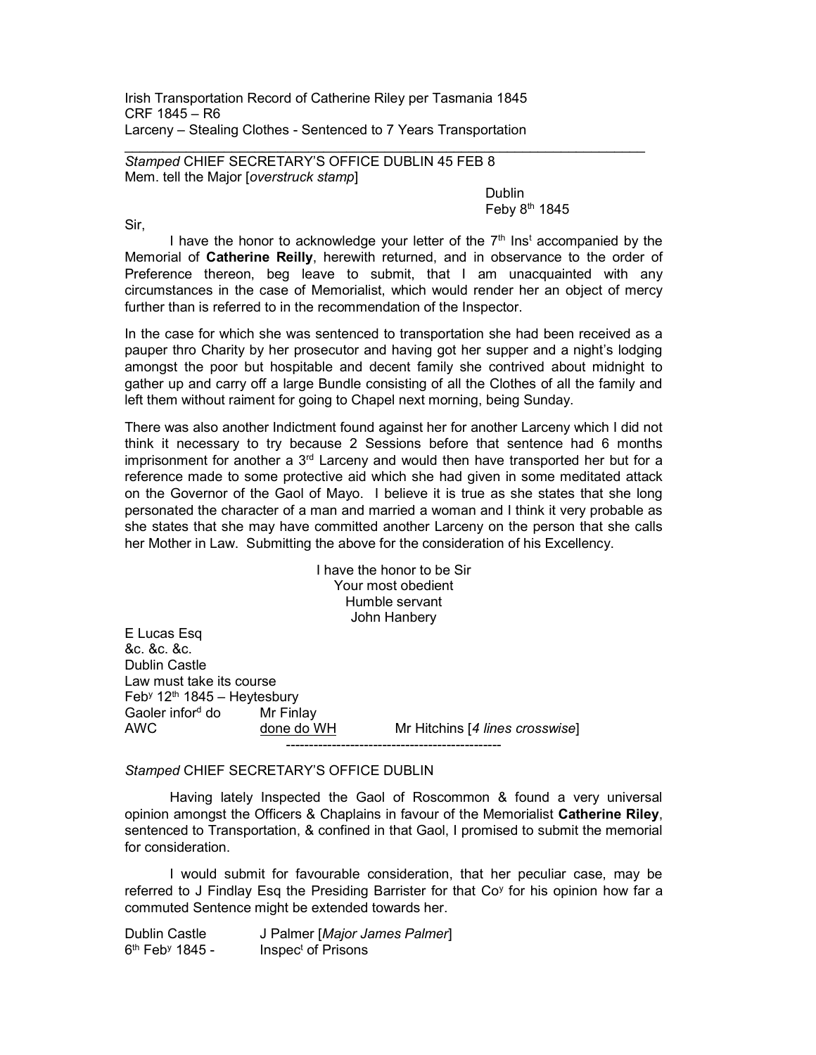Irish Transportation Record of Catherine Riley per Tasmania 1845
CRF 1845 – R6
Larceny – Stealing Clothes - Sentenced to 7 Years Transportation

---

*Stamped* CHIEF SECRETARY'S OFFICE DUBLIN 45 FEB 8
Mem. tell the Major [*overstruck stamp*]

Dublin
Feby 8th 1845

Sir,

I have the honor to acknowledge your letter of the 7th Inst accompanied by the Memorial of **Catherine Reilly**, herewith returned, and in observance to the order of Preference thereon, beg leave to submit, that I am unacquainted with any circumstances in the case of Memorialist, which would render her an object of mercy further than is referred to in the recommendation of the Inspector.

In the case for which she was sentenced to transportation she had been received as a pauper thro Charity by her prosecutor and having got her supper and a night's lodging amongst the poor but hospitable and decent family she contrived about midnight to gather up and carry off a large Bundle consisting of all the Clothes of all the family and left them without raiment for going to Chapel next morning, being Sunday.

There was also another Indictment found against her for another Larceny which I did not think it necessary to try because 2 Sessions before that sentence had 6 months imprisonment for another a 3rd Larceny and would then have transported her but for a reference made to some protective aid which she had given in some meditated attack on the Governor of the Gaol of Mayo. I believe it is true as she states that she long personated the character of a man and married a woman and I think it very probable as she states that she may have committed another Larceny on the person that she calls her Mother in Law. Submitting the above for the consideration of his Excellency.

I have the honor to be Sir
Your most obedient
Humble servant
John Hanbery

E Lucas Esq
&c. &c. &c.
Dublin Castle
Law must take its course
Feby 12th 1845 – Heytesbury
Gaoler infor'd do — Mr Finlay
AWC — done do WH — Mr Hitchins [*4 lines crosswise*]

---

*Stamped* CHIEF SECRETARY'S OFFICE DUBLIN

Having lately Inspected the Gaol of Roscommon & found a very universal opinion amongst the Officers & Chaplains in favour of the Memorialist **Catherine Riley**, sentenced to Transportation, & confined in that Gaol, I promised to submit the memorial for consideration.

I would submit for favourable consideration, that her peculiar case, may be referred to J Findlay Esq the Presiding Barrister for that Coy for his opinion how far a commuted Sentence might be extended towards her.

Dublin Castle — J Palmer [*Major James Palmer*]
6th Feby 1845 - — Inspect of Prisons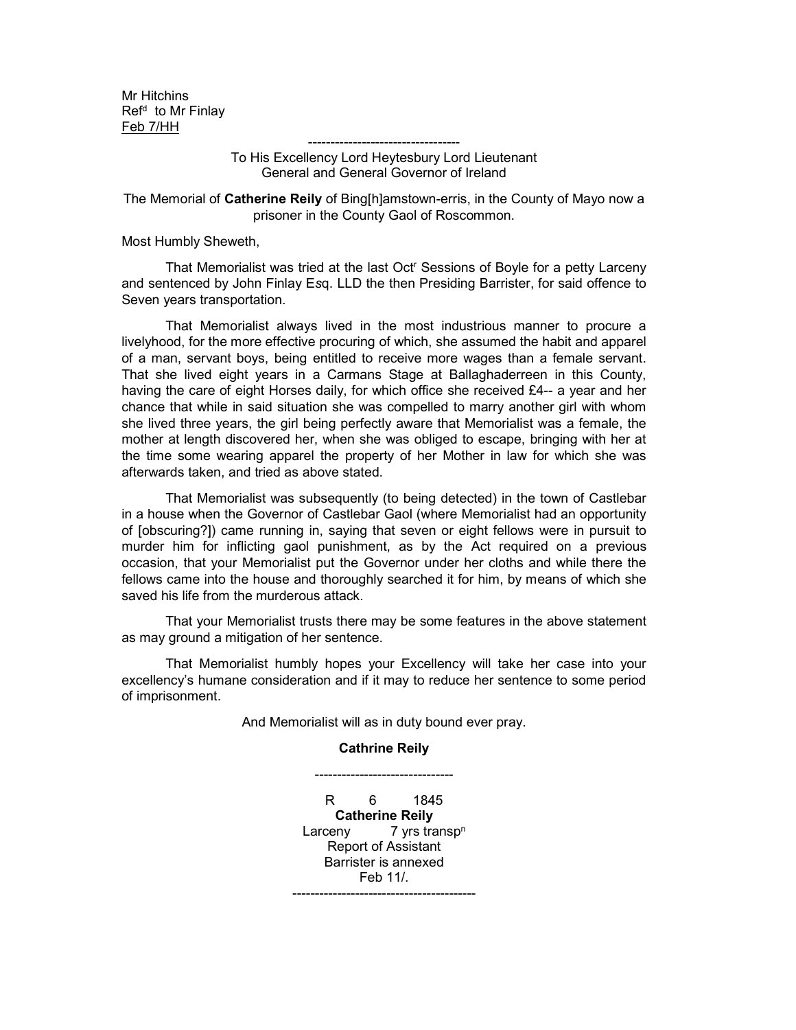Mr Hitchins
Ref[d] to Mr Finlay
Feb 7/HH

---

To His Excellency Lord Heytesbury Lord Lieutenant
General and General Governor of Ireland

The Memorial of **Catherine Reily** of Bing[h]amstown-erris, in the County of Mayo now a prisoner in the County Gaol of Roscommon.

Most Humbly Sheweth,

That Memorialist was tried at the last Oct[r] Sessions of Boyle for a petty Larceny and sentenced by John Finlay Esq. LLD the then Presiding Barrister, for said offence to Seven years transportation.

That Memorialist always lived in the most industrious manner to procure a livelyhood, for the more effective procuring of which, she assumed the habit and apparel of a man, servant boys, being entitled to receive more wages than a female servant. That she lived eight years in a Carmans Stage at Ballaghaderreen in this County, having the care of eight Horses daily, for which office she received £4-- a year and her chance that while in said situation she was compelled to marry another girl with whom she lived three years, the girl being perfectly aware that Memorialist was a female, the mother at length discovered her, when she was obliged to escape, bringing with her at the time some wearing apparel the property of her Mother in law for which she was afterwards taken, and tried as above stated.

That Memorialist was subsequently (to being detected) in the town of Castlebar in a house when the Governor of Castlebar Gaol (where Memorialist had an opportunity of [obscuring?]) came running in, saying that seven or eight fellows were in pursuit to murder him for inflicting gaol punishment, as by the Act required on a previous occasion, that your Memorialist put the Governor under her cloths and while there the fellows came into the house and thoroughly searched it for him, by means of which she saved his life from the murderous attack.

That your Memorialist trusts there may be some features in the above statement as may ground a mitigation of her sentence.

That Memorialist humbly hopes your Excellency will take her case into your excellency's humane consideration and if it may to reduce her sentence to some period of imprisonment.

And Memorialist will as in duty bound ever pray.

**Cathrine Reily**

---

R 6 1845
**Catherine Reily**
Larceny 7 yrs transp[n]
Report of Assistant
Barrister is annexed
Feb 11/.

---